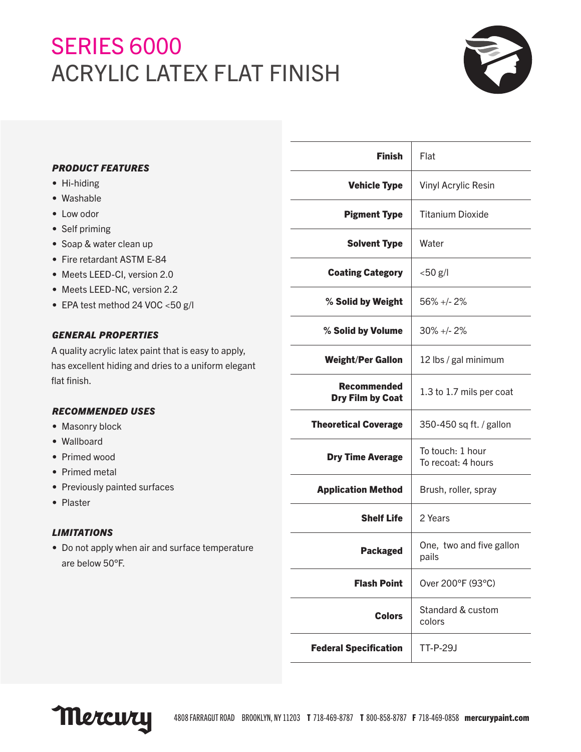# SERIES 6000
# ACRYLIC LATEX FLAT FINISH

***PRODUCT FEATURES***

- Hi-hiding
- Washable
- Low odor
- Self priming
- Soap & water clean up
- Fire retardant ASTM E-84
- Meets LEED-CI, version 2.0
- Meets LEED-NC, version 2.2
- EPA test method 24 VOC <50 g/l

***GENERAL PROPERTIES***

A quality acrylic latex paint that is easy to apply, has excellent hiding and dries to a uniform elegant flat finish.

***RECOMMENDED USES***

- Masonry block
- Wallboard
- Primed wood
- Primed metal
- Previously painted surfaces
- Plaster

***LIMITATIONS***

- Do not apply when air and surface temperature are below 50°F.

| | |
|---|---|
| **Finish** | Flat |
| **Vehicle Type** | Vinyl Acrylic Resin |
| **Pigment Type** | Titanium Dioxide |
| **Solvent Type** | Water |
| **Coating Category** | <50 g/l |
| **% Solid by Weight** | 56% +/- 2% |
| **% Solid by Volume** | 30% +/- 2% |
| **Weight/Per Gallon** | 12 lbs / gal minimum |
| **Recommended Dry Film by Coat** | 1.3 to 1.7 mils per coat |
| **Theoretical Coverage** | 350-450 sq ft. / gallon |
| **Dry Time Average** | To touch: 1 hour<br>To recoat: 4 hours |
| **Application Method** | Brush, roller, spray |
| **Shelf Life** | 2 Years |
| **Packaged** | One, two and five gallon pails |
| **Flash Point** | Over 200°F (93°C) |
| **Colors** | Standard & custom colors |
| **Federal Specification** | TT-P-29J |

Mercury 4808 FARRAGUT ROAD BROOKLYN, NY 11203 **T** 718-469-8787 **T** 800-858-8787 **F** 718-469-0858 **mercurypaint.com**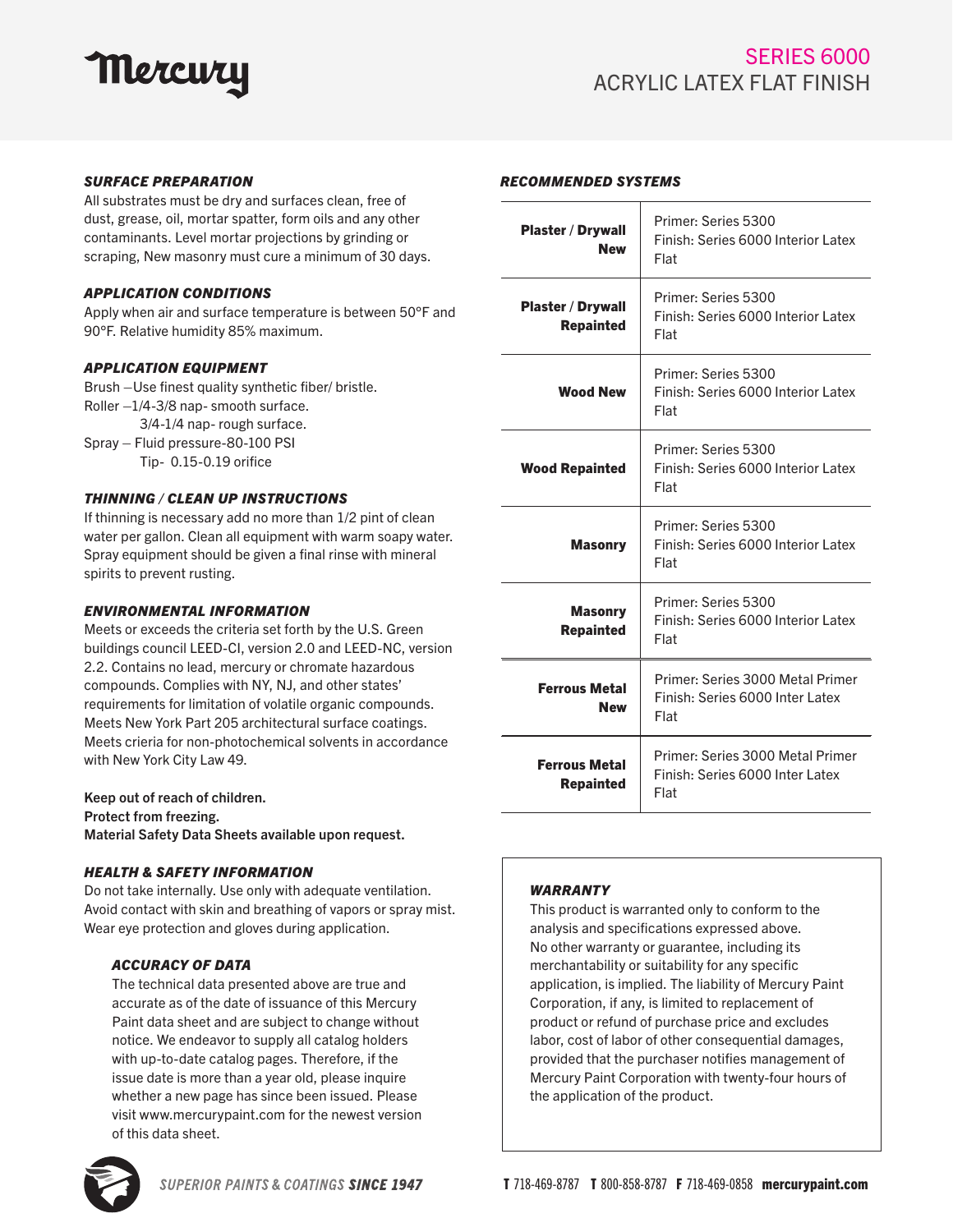# SERIES 6000
## ACRYLIC LATEX FLAT FINISH

### *SURFACE PREPARATION*

All substrates must be dry and surfaces clean, free of dust, grease, oil, mortar spatter, form oils and any other contaminants. Level mortar projections by grinding or scraping, New masonry must cure a minimum of 30 days.

### *APPLICATION CONDITIONS*

Apply when air and surface temperature is between 50°F and 90°F. Relative humidity 85% maximum.

### *APPLICATION EQUIPMENT*

Brush –Use finest quality synthetic fiber/ bristle.
Roller –1/4-3/8 nap- smooth surface.
3/4-1/4 nap- rough surface.
Spray – Fluid pressure-80-100 PSI
Tip- 0.15-0.19 orifice

### *THINNING / CLEAN UP INSTRUCTIONS*

If thinning is necessary add no more than 1/2 pint of clean water per gallon. Clean all equipment with warm soapy water. Spray equipment should be given a final rinse with mineral spirits to prevent rusting.

### *ENVIRONMENTAL INFORMATION*

Meets or exceeds the criteria set forth by the U.S. Green buildings council LEED-CI, version 2.0 and LEED-NC, version 2.2. Contains no lead, mercury or chromate hazardous compounds. Complies with NY, NJ, and other states' requirements for limitation of volatile organic compounds. Meets New York Part 205 architectural surface coatings. Meets crieria for non-photochemical solvents in accordance with New York City Law 49.

**Keep out of reach of children.**
**Protect from freezing.**
**Material Safety Data Sheets available upon request.**

### *HEALTH & SAFETY INFORMATION*

Do not take internally. Use only with adequate ventilation. Avoid contact with skin and breathing of vapors or spray mist. Wear eye protection and gloves during application.

### *ACCURACY OF DATA*

The technical data presented above are true and accurate as of the date of issuance of this Mercury Paint data sheet and are subject to change without notice. We endeavor to supply all catalog holders with up-to-date catalog pages. Therefore, if the issue date is more than a year old, please inquire whether a new page has since been issued. Please visit www.mercurypaint.com for the newest version of this data sheet.

### *RECOMMENDED SYSTEMS*

| | |
|---|---|
| **Plaster / Drywall New** | Primer: Series 5300<br>Finish: Series 6000 Interior Latex Flat |
| **Plaster / Drywall Repainted** | Primer: Series 5300<br>Finish: Series 6000 Interior Latex Flat |
| **Wood New** | Primer: Series 5300<br>Finish: Series 6000 Interior Latex Flat |
| **Wood Repainted** | Primer: Series 5300<br>Finish: Series 6000 Interior Latex Flat |
| **Masonry** | Primer: Series 5300<br>Finish: Series 6000 Interior Latex Flat |
| **Masonry Repainted** | Primer: Series 5300<br>Finish: Series 6000 Interior Latex Flat |
| **Ferrous Metal New** | Primer: Series 3000 Metal Primer<br>Finish: Series 6000 Inter Latex Flat |
| **Ferrous Metal Repainted** | Primer: Series 3000 Metal Primer<br>Finish: Series 6000 Inter Latex Flat |

### *WARRANTY*

This product is warranted only to conform to the analysis and specifications expressed above. No other warranty or guarantee, including its merchantability or suitability for any specific application, is implied. The liability of Mercury Paint Corporation, if any, is limited to replacement of product or refund of purchase price and excludes labor, cost of labor of other consequential damages, provided that the purchaser notifies management of Mercury Paint Corporation with twenty-four hours of the application of the product.

*SUPERIOR PAINTS & COATINGS* ***SINCE 1947***

**T** 718-469-8787 **T** 800-858-8787 **F** 718-469-0858 **mercurypaint.com**